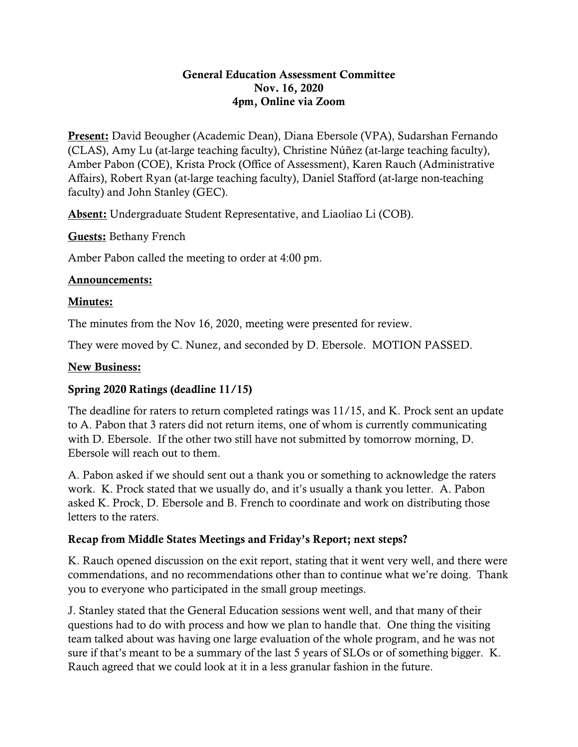# General Education Assessment Committee
## Nov. 16, 2020
## 4pm, Online via Zoom

**Present:** David Beougher (Academic Dean), Diana Ebersole (VPA), Sudarshan Fernando (CLAS), Amy Lu (at-large teaching faculty), Christine Núñez (at-large teaching faculty), Amber Pabon (COE), Krista Prock (Office of Assessment), Karen Rauch (Administrative Affairs), Robert Ryan (at-large teaching faculty), Daniel Stafford (at-large non-teaching faculty) and John Stanley (GEC).

**Absent:** Undergraduate Student Representative, and Liaoliao Li (COB).

**Guests:** Bethany French

Amber Pabon called the meeting to order at 4:00 pm.

**Announcements:**

**Minutes:**

The minutes from the Nov 16, 2020, meeting were presented for review.

They were moved by C. Nunez, and seconded by D. Ebersole. MOTION PASSED.

**New Business:**

### Spring 2020 Ratings (deadline 11/15)

The deadline for raters to return completed ratings was 11/15, and K. Prock sent an update to A. Pabon that 3 raters did not return items, one of whom is currently communicating with D. Ebersole. If the other two still have not submitted by tomorrow morning, D. Ebersole will reach out to them.

A. Pabon asked if we should sent out a thank you or something to acknowledge the raters work. K. Prock stated that we usually do, and it's usually a thank you letter. A. Pabon asked K. Prock, D. Ebersole and B. French to coordinate and work on distributing those letters to the raters.

### Recap from Middle States Meetings and Friday's Report; next steps?

K. Rauch opened discussion on the exit report, stating that it went very well, and there were commendations, and no recommendations other than to continue what we're doing. Thank you to everyone who participated in the small group meetings.

J. Stanley stated that the General Education sessions went well, and that many of their questions had to do with process and how we plan to handle that. One thing the visiting team talked about was having one large evaluation of the whole program, and he was not sure if that's meant to be a summary of the last 5 years of SLOs or of something bigger. K. Rauch agreed that we could look at it in a less granular fashion in the future.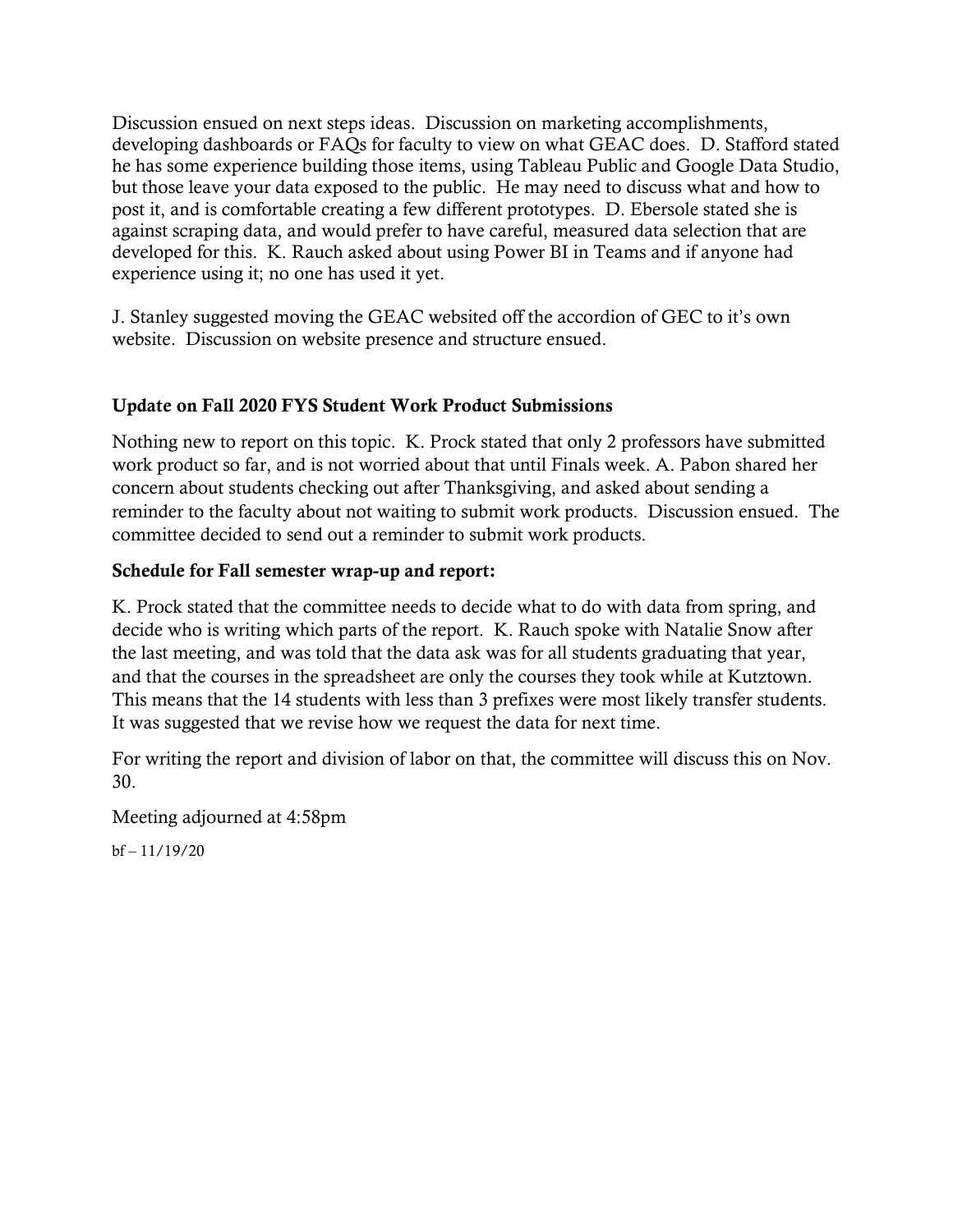Discussion ensued on next steps ideas. Discussion on marketing accomplishments, developing dashboards or FAQs for faculty to view on what GEAC does. D. Stafford stated he has some experience building those items, using Tableau Public and Google Data Studio, but those leave your data exposed to the public. He may need to discuss what and how to post it, and is comfortable creating a few different prototypes. D. Ebersole stated she is against scraping data, and would prefer to have careful, measured data selection that are developed for this. K. Rauch asked about using Power BI in Teams and if anyone had experience using it; no one has used it yet.

J. Stanley suggested moving the GEAC websited off the accordion of GEC to it's own website. Discussion on website presence and structure ensued.

**Update on Fall 2020 FYS Student Work Product Submissions**

Nothing new to report on this topic. K. Prock stated that only 2 professors have submitted work product so far, and is not worried about that until Finals week. A. Pabon shared her concern about students checking out after Thanksgiving, and asked about sending a reminder to the faculty about not waiting to submit work products. Discussion ensued. The committee decided to send out a reminder to submit work products.

**Schedule for Fall semester wrap-up and report:**

K. Prock stated that the committee needs to decide what to do with data from spring, and decide who is writing which parts of the report. K. Rauch spoke with Natalie Snow after the last meeting, and was told that the data ask was for all students graduating that year, and that the courses in the spreadsheet are only the courses they took while at Kutztown. This means that the 14 students with less than 3 prefixes were most likely transfer students. It was suggested that we revise how we request the data for next time.

For writing the report and division of labor on that, the committee will discuss this on Nov. 30.

Meeting adjourned at 4:58pm

bf – 11/19/20